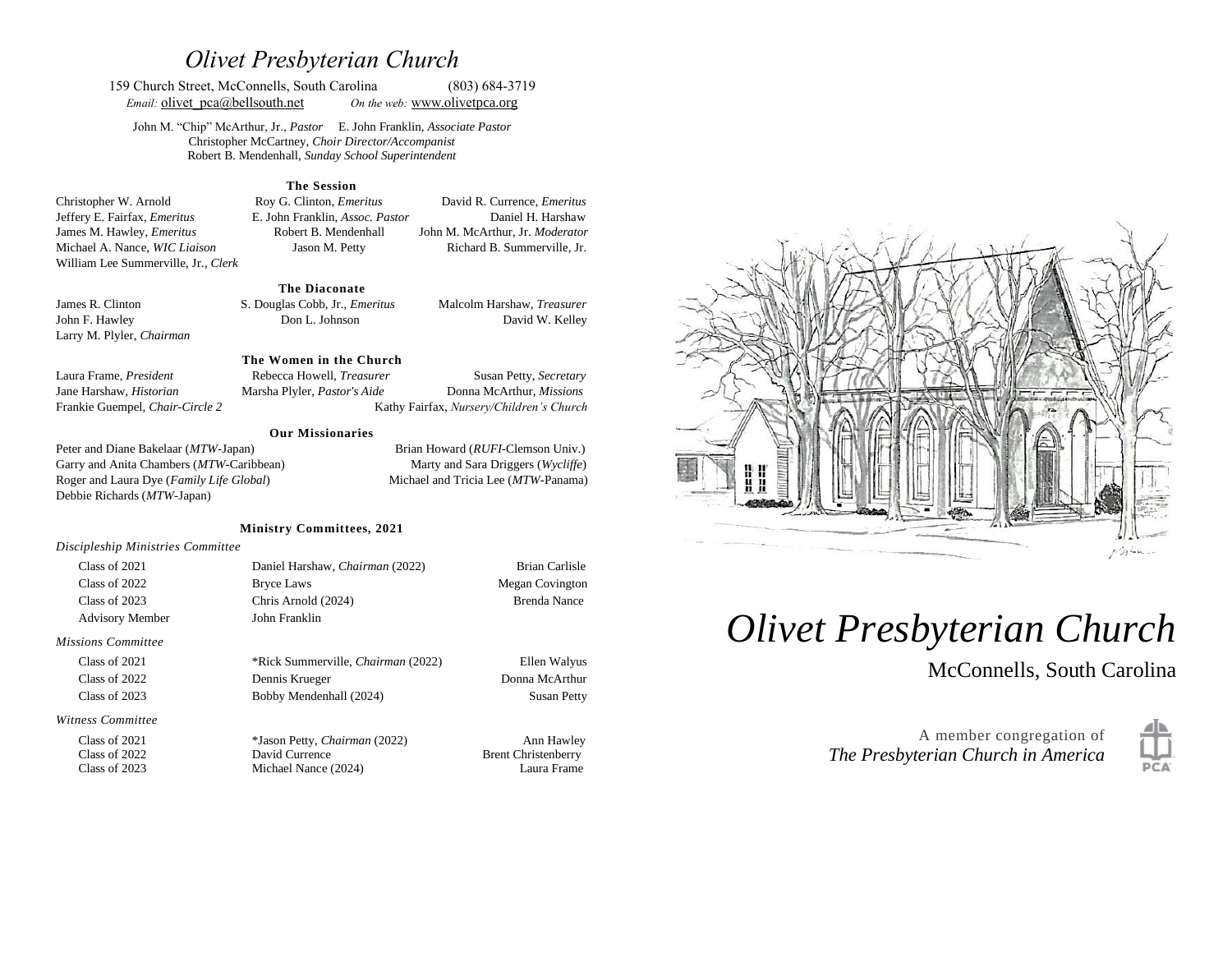# *Olivet Presbyterian Church*

159 Church Street, McConnells, South Carolina (803) 684-3719
*Email:* olivet_pca@bellsouth.net *On the web:* www.olivetpca.org

John M. "Chip" McArthur, Jr., *Pastor* E. John Franklin, *Associate Pastor*
Christopher McCartney, *Choir Director/Accompanist*
Robert B. Mendenhall, *Sunday School Superintendent*

### The Session

Christopher W. Arnold
Roy G. Clinton, *Emeritus*
David R. Currence, *Emeritus*
Jeffery E. Fairfax, *Emeritus*
E. John Franklin, *Assoc. Pastor*
Daniel H. Harshaw
James M. Hawley, *Emeritus*
Robert B. Mendenhall
John M. McArthur, Jr. *Moderator*
Michael A. Nance, *WIC Liaison*
Jason M. Petty
Richard B. Summerville, Jr.
William Lee Summerville, Jr., *Clerk*

### The Diaconate

James R. Clinton
S. Douglas Cobb, Jr., *Emeritus*
Malcolm Harshaw, *Treasurer*
John F. Hawley
Don L. Johnson
David W. Kelley
Larry M. Plyler, *Chairman*

### The Women in the Church

Laura Frame, *President*
Rebecca Howell, *Treasurer*
Susan Petty, *Secretary*
Jane Harshaw, *Historian*
Marsha Plyler, *Pastor's Aide*
Donna McArthur, *Missions*
Frankie Guempel, *Chair-Circle 2*
Kathy Fairfax, *Nursery/Children's Church*

### Our Missionaries

Peter and Diane Bakelaar (*MTW*-Japan)
Brian Howard (*RUFI*-Clemson Univ.)
Garry and Anita Chambers (*MTW*-Caribbean)
Marty and Sara Driggers (*Wycliffe*)
Roger and Laura Dye (*Family Life Global*)
Michael and Tricia Lee (*MTW*-Panama)
Debbie Richards (*MTW*-Japan)

### Ministry Committees, 2021

*Discipleship Ministries Committee*

| | | |
|---|---|---|
| Class of 2021 | Daniel Harshaw, *Chairman* (2022) | Brian Carlisle |
| Class of 2022 | Bryce Laws | Megan Covington |
| Class of 2023 | Chris Arnold (2024) | Brenda Nance |
| Advisory Member | John Franklin | |

*Missions Committee*

| | | |
|---|---|---|
| Class of 2021 | *Rick Summerville, *Chairman* (2022) | Ellen Walyus |
| Class of 2022 | Dennis Krueger | Donna McArthur |
| Class of 2023 | Bobby Mendenhall (2024) | Susan Petty |

*Witness Committee*

| | | |
|---|---|---|
| Class of 2021 | *Jason Petty, *Chairman* (2022) | Ann Hawley |
| Class of 2022 | David Currence | Brent Christenberry |
| Class of 2023 | Michael Nance (2024) | Laura Frame |

# *Olivet Presbyterian Church*

McConnells, South Carolina

A member congregation of
*The Presbyterian Church in America*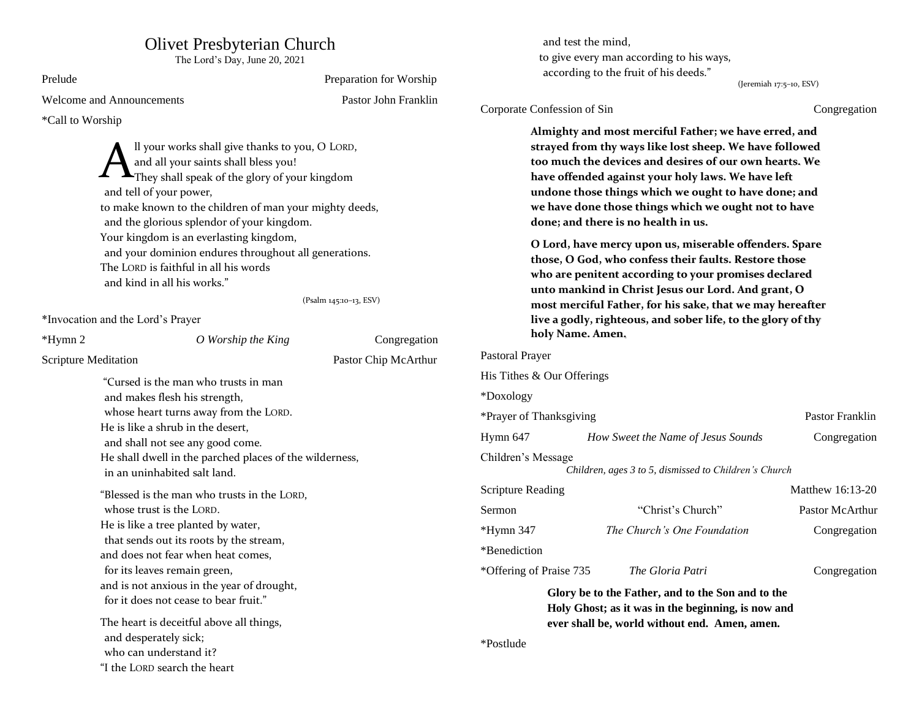# Olivet Presbyterian Church

The Lord's Day, June 20, 2021

Prelude — Preparation for Worship

Welcome and Announcements — Pastor John Franklin

*Call to Worship

> All your works shall give thanks to you, O LORD,
>  and all your saints shall bless you!
> They shall speak of the glory of your kingdom
>  and tell of your power,
> to make known to the children of man your mighty deeds,
>  and the glorious splendor of your kingdom.
> Your kingdom is an everlasting kingdom,
>  and your dominion endures throughout all generations.
> The LORD is faithful in all his words
>  and kind in all his works."
>
> (Psalm 145:10–13, ESV)

*Invocation and the Lord's Prayer

*Hymn 2 — *O Worship the King* — Congregation

Scripture Meditation — Pastor Chip McArthur

> "Cursed is the man who trusts in man
>  and makes flesh his strength,
>  whose heart turns away from the LORD.
> He is like a shrub in the desert,
>  and shall not see any good come.
> He shall dwell in the parched places of the wilderness,
>  in an uninhabited salt land.
>
> "Blessed is the man who trusts in the LORD,
>  whose trust is the LORD.
> He is like a tree planted by water,
>  that sends out its roots by the stream,
> and does not fear when heat comes,
>  for its leaves remain green,
> and is not anxious in the year of drought,
>  for it does not cease to bear fruit."
>
> The heart is deceitful above all things,
>  and desperately sick;
>  who can understand it?
> "I the LORD search the heart
>  and test the mind,
> to give every man according to his ways,
>  according to the fruit of his deeds."
>
> (Jeremiah 17:5–10, ESV)

Corporate Confession of Sin — Congregation

**Almighty and most merciful Father; we have erred, and strayed from thy ways like lost sheep. We have followed too much the devices and desires of our own hearts. We have offended against your holy laws. We have left undone those things which we ought to have done; and we have done those things which we ought not to have done; and there is no health in us.**

**O Lord, have mercy upon us, miserable offenders. Spare those, O God, who confess their faults. Restore those who are penitent according to your promises declared unto mankind in Christ Jesus our Lord. And grant, O most merciful Father, for his sake, that we may hereafter live a godly, righteous, and sober life, to the glory of thy holy Name. Amen.**

Pastoral Prayer

His Tithes & Our Offerings

*Doxology

*Prayer of Thanksgiving — Pastor Franklin

Hymn 647 — *How Sweet the Name of Jesus Sounds* — Congregation

Children's Message

*Children, ages 3 to 5, dismissed to Children's Church*

Scripture Reading — Matthew 16:13-20

Sermon — "Christ's Church" — Pastor McArthur

*Hymn 347 — *The Church's One Foundation* — Congregation

*Benediction

*Offering of Praise 735 — *The Gloria Patri* — Congregation

**Glory be to the Father, and to the Son and to the Holy Ghost; as it was in the beginning, is now and ever shall be, world without end. Amen, amen.**

*Postlude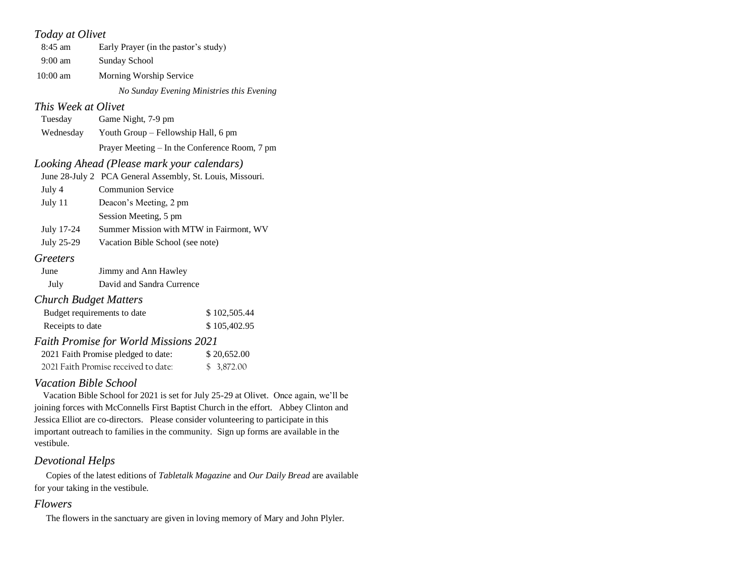## *Today at Olivet*

| | |
|---|---|
| 8:45 am | Early Prayer (in the pastor's study) |
| 9:00 am | Sunday School |
| 10:00 am | Morning Worship Service |

*No Sunday Evening Ministries this Evening*

## *This Week at Olivet*

| | |
|---|---|
| Tuesday | Game Night, 7-9 pm |
| Wednesday | Youth Group – Fellowship Hall, 6 pm |
| | Prayer Meeting – In the Conference Room, 7 pm |

## *Looking Ahead (Please mark your calendars)*

| | |
|---|---|
| June 28-July 2 | PCA General Assembly, St. Louis, Missouri. |
| July 4 | Communion Service |
| July 11 | Deacon's Meeting, 2 pm |
| | Session Meeting, 5 pm |
| July 17-24 | Summer Mission with MTW in Fairmont, WV |
| July 25-29 | Vacation Bible School (see note) |

## *Greeters*

| | |
|---|---|
| June | Jimmy and Ann Hawley |
| July | David and Sandra Currence |

## *Church Budget Matters*

| | |
|---|---|
| Budget requirements to date | $ 102,505.44 |
| Receipts to date | $ 105,402.95 |

## *Faith Promise for World Missions 2021*

| | |
|---|---|
| 2021 Faith Promise pledged to date: | $ 20,652.00 |
| 2021 Faith Promise received to date: | $ 3,872.00 |

## *Vacation Bible School*

Vacation Bible School for 2021 is set for July 25-29 at Olivet. Once again, we'll be joining forces with McConnells First Baptist Church in the effort. Abbey Clinton and Jessica Elliot are co-directors. Please consider volunteering to participate in this important outreach to families in the community. Sign up forms are available in the vestibule.

## *Devotional Helps*

Copies of the latest editions of *Tabletalk Magazine* and *Our Daily Bread* are available for your taking in the vestibule.

## *Flowers*

The flowers in the sanctuary are given in loving memory of Mary and John Plyler.